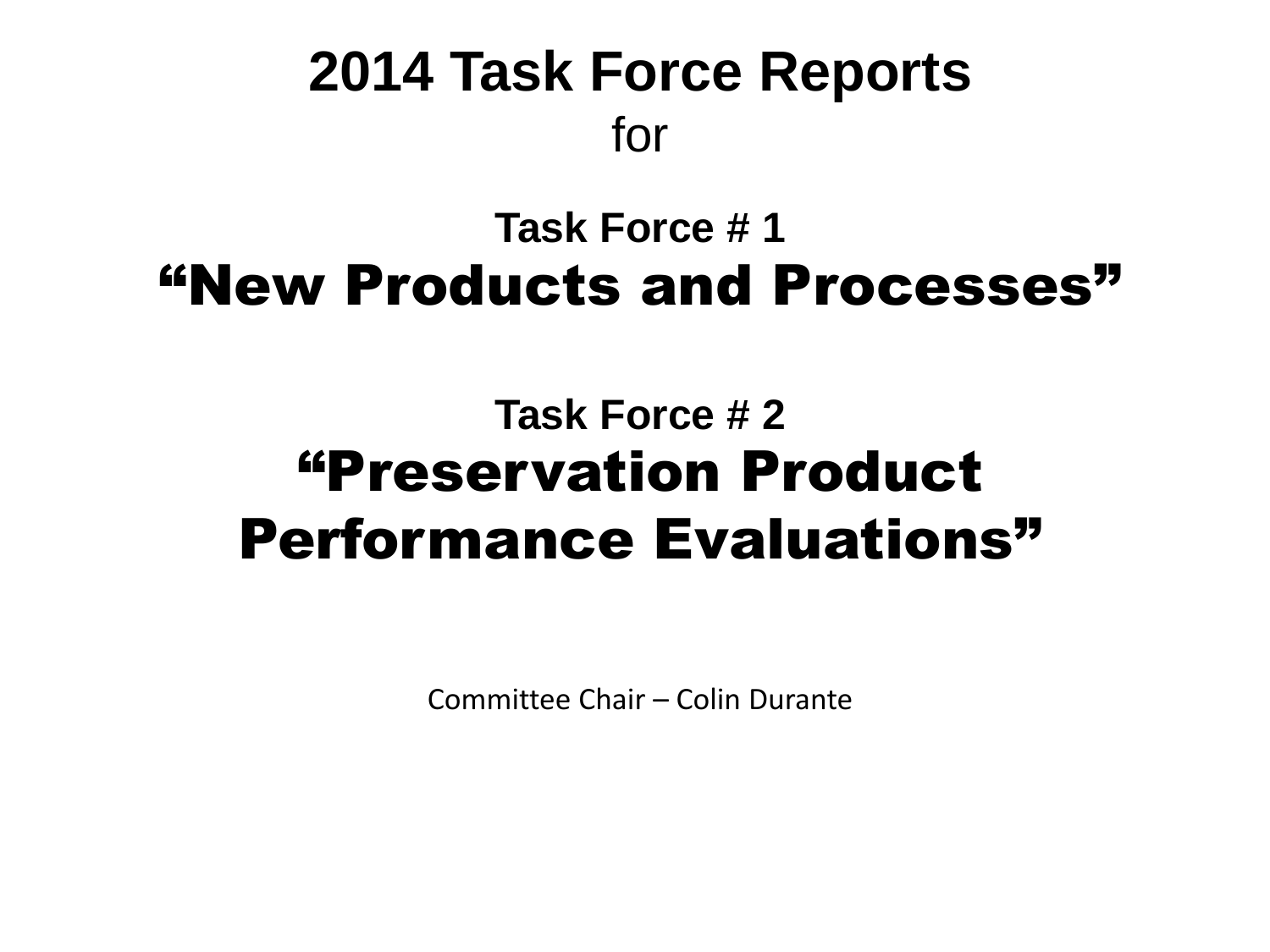# 2014 Task Force Reports

for

## Task Force # 1

## “New Products and Processes”

## Task Force # 2

## “Preservation Product Performance Evaluations”

Committee Chair – Colin Durante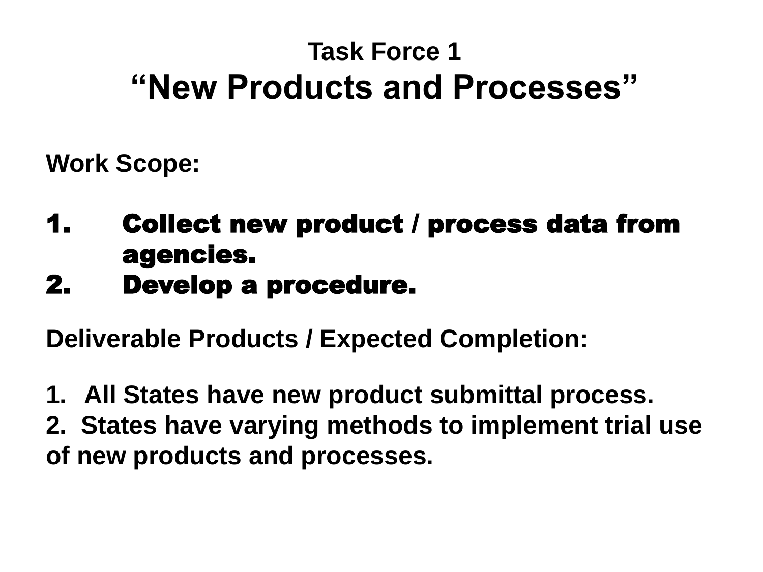## Task Force 1

# "New Products and Processes"

**Work Scope:**

1. **Collect new product / process data from agencies.**
2. **Develop a procedure.**

**Deliverable Products / Expected Completion:**

1. **All States have new product submittal process.**
2. **States have varying methods to implement trial use of new products and processes.**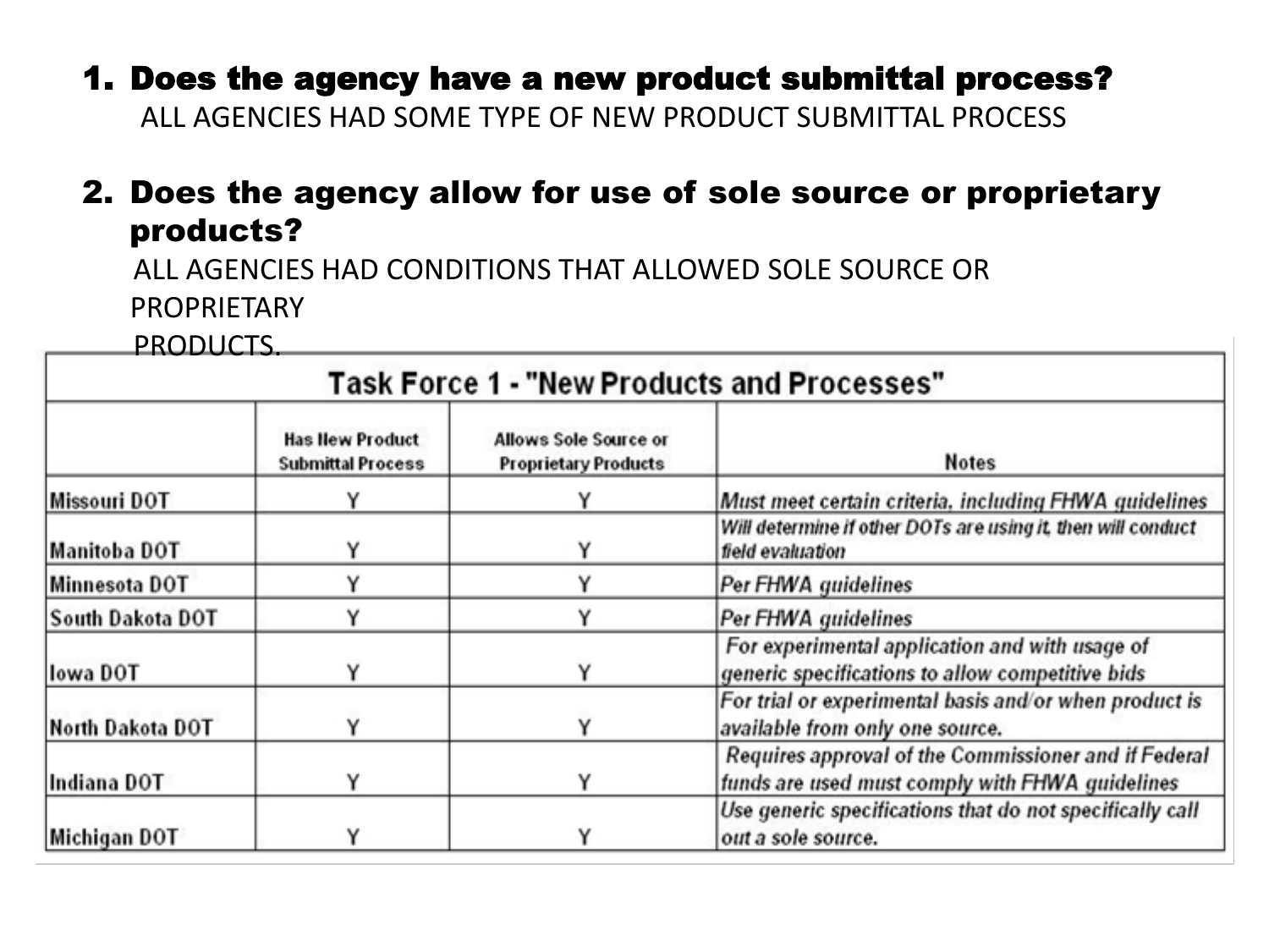1. **Does the agency have a new product submittal process?**
   ALL AGENCIES HAD SOME TYPE OF NEW PRODUCT SUBMITTAL PROCESS

2. **Does the agency allow for use of sole source or proprietary products?**
   ALL AGENCIES HAD CONDITIONS THAT ALLOWED SOLE SOURCE OR PROPRIETARY PRODUCTS.

| Task Force 1 - "New Products and Processes" | | | |
|---|---|---|---|
| | Has New Product Submittal Process | Allows Sole Source or Proprietary Products | Notes |
| Missouri DOT | Y | Y | *Must meet certain criteria, including FHWA guidelines* |
| Manitoba DOT | Y | Y | *Will determine if other DOTs are using it, then will conduct field evaluation* |
| Minnesota DOT | Y | Y | *Per FHWA guidelines* |
| South Dakota DOT | Y | Y | *Per FHWA guidelines* |
| Iowa DOT | Y | Y | *For experimental application and with usage of generic specifications to allow competitive bids* |
| North Dakota DOT | Y | Y | *For trial or experimental basis and/or when product is available from only one source.* |
| Indiana DOT | Y | Y | *Requires approval of the Commissioner and if Federal funds are used must comply with FHWA guidelines* |
| Michigan DOT | Y | Y | *Use generic specifications that do not specifically call out a sole source.* |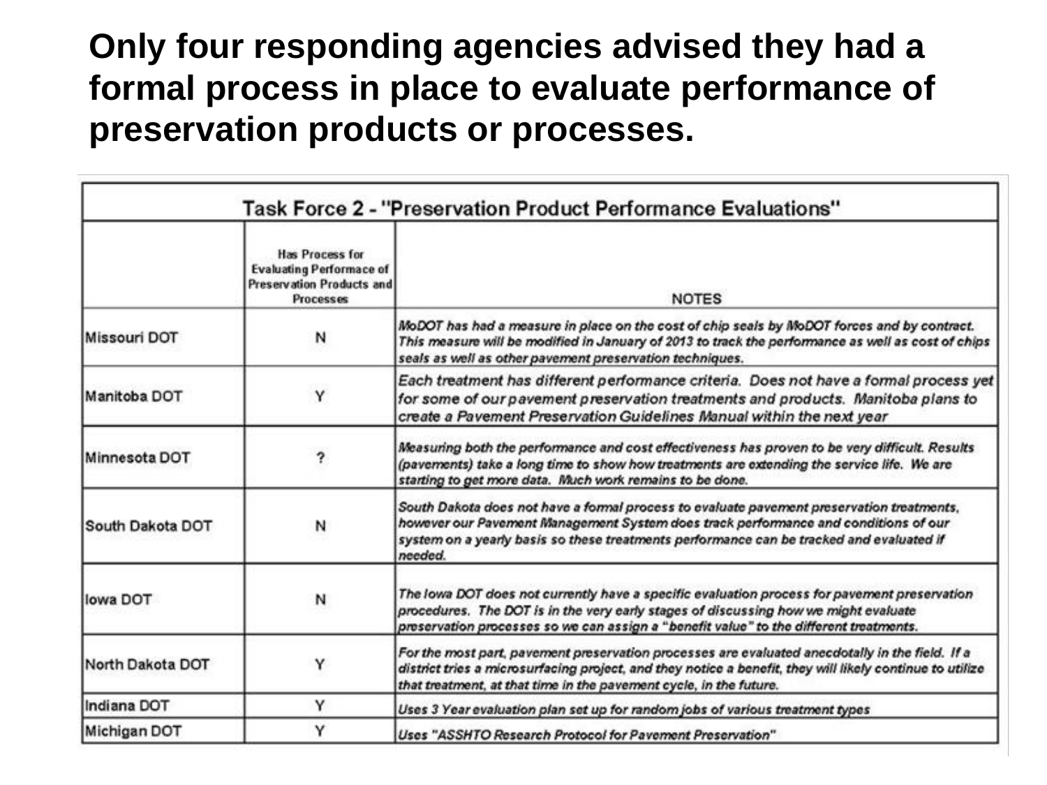# Only four responding agencies advised they had a formal process in place to evaluate performance of preservation products or processes.

| Task Force 2 - "Preservation Product Performance Evaluations" | | |
|---|---|---|
| | Has Process for Evaluating Performace of Preservation Products and Processes | NOTES |
| Missouri DOT | N | *MoDOT has had a measure in place on the cost of chip seals by MoDOT forces and by contract. This measure will be modified in January of 2013 to track the performance as well as cost of chips seals as well as other pavement preservation techniques.* |
| Manitoba DOT | Y | *Each treatment has different performance criteria. Does not have a formal process yet for some of our pavement preservation treatments and products. Manitoba plans to create a Pavement Preservation Guidelines Manual within the next year* |
| Minnesota DOT | ? | *Measuring both the performance and cost effectiveness has proven to be very difficult. Results (pavements) take a long time to show how treatments are extending the service life. We are starting to get more data. Much work remains to be done.* |
| South Dakota DOT | N | *South Dakota does not have a formal process to evaluate pavement preservation treatments, however our Pavement Management System does track performance and conditions of our system on a yearly basis so these treatments performance can be tracked and evaluated if needed.* |
| Iowa DOT | N | *The Iowa DOT does not currently have a specific evaluation process for pavement preservation procedures. The DOT is in the very early stages of discussing how we might evaluate preservation processes so we can assign a "benefit value" to the different treatments.* |
| North Dakota DOT | Y | *For the most part, pavement preservation processes are evaluated anecdotally in the field. If a district tries a microsurfacing project, and they notice a benefit, they will likely continue to utilize that treatment, at that time in the pavement cycle, in the future.* |
| Indiana DOT | Y | *Uses 3 Year evaluation plan set up for random jobs of various treatment types* |
| Michigan DOT | Y | *Uses "ASSHTO Research Protocol for Pavement Preservation"* |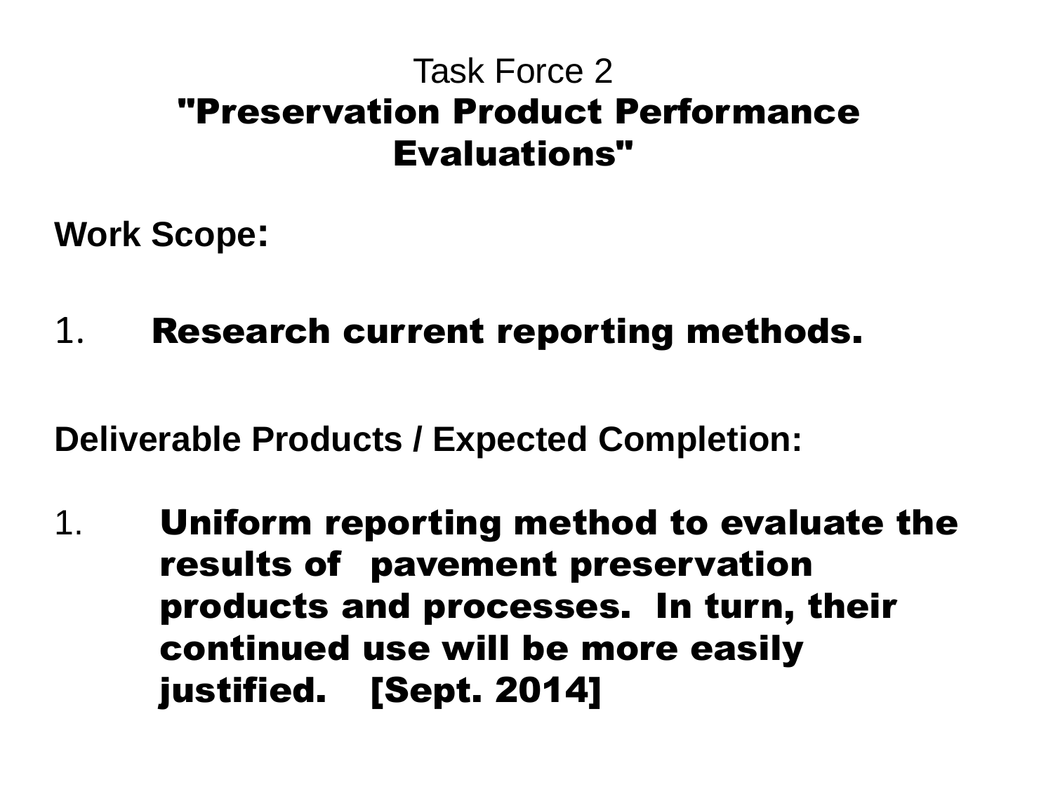# Task Force 2
## "Preservation Product Performance Evaluations"

**Work Scope:**

1. **Research current reporting methods.**

**Deliverable Products / Expected Completion:**

1. **Uniform reporting method to evaluate the results of pavement preservation products and processes. In turn, their continued use will be more easily justified. [Sept. 2014]**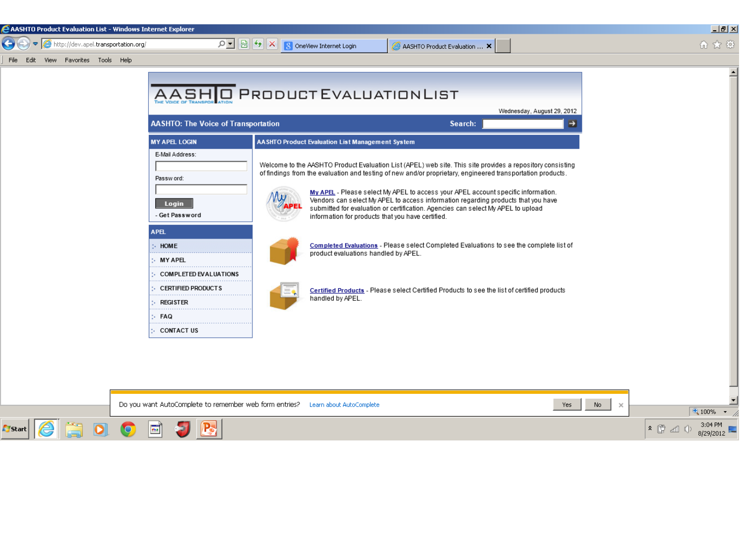# AASHTO Product Evaluation List

Wednesday, August 29, 2012

**AASHTO: The Voice of Transportation** Search:

## MY APEL LOGIN

E-Mail Address:

Password:

Login

- Get Password

## APEL

- HOME
- MY APEL
- COMPLETED EVALUATIONS
- CERTIFIED PRODUCTS
- REGISTER
- FAQ
- CONTACT US

## AASHTO Product Evaluation List Management System

Welcome to the AASHTO Product Evaluation List (APEL) web site. This site provides a repository consisting of findings from the evaluation and testing of new and/or proprietary, engineered transportation products.

**My APEL** - Please select My APEL to access your APEL account specific information. Vendors can select My APEL to access information regarding products that you have submitted for evaluation or certification. Agencies can select My APEL to upload information for products that you have certified.

**Completed Evaluations** - Please select Completed Evaluations to see the complete list of product evaluations handled by APEL.

**Certified Products** - Please select Certified Products to see the list of certified products handled by APEL.

Do you want AutoComplete to remember web form entries? Learn about AutoComplete Yes No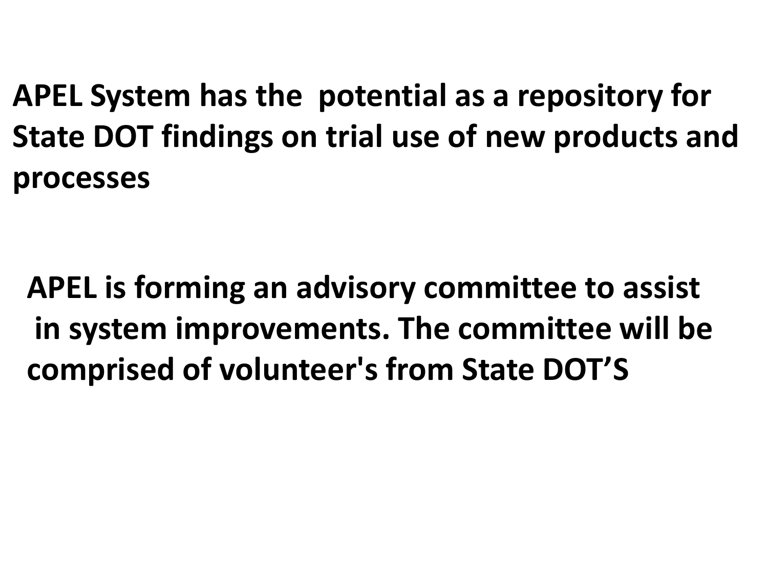**APEL System has the potential as a repository for State DOT findings on trial use of new products and processes**

**APEL is forming an advisory committee to assist in system improvements. The committee will be comprised of volunteer's from State DOT'S**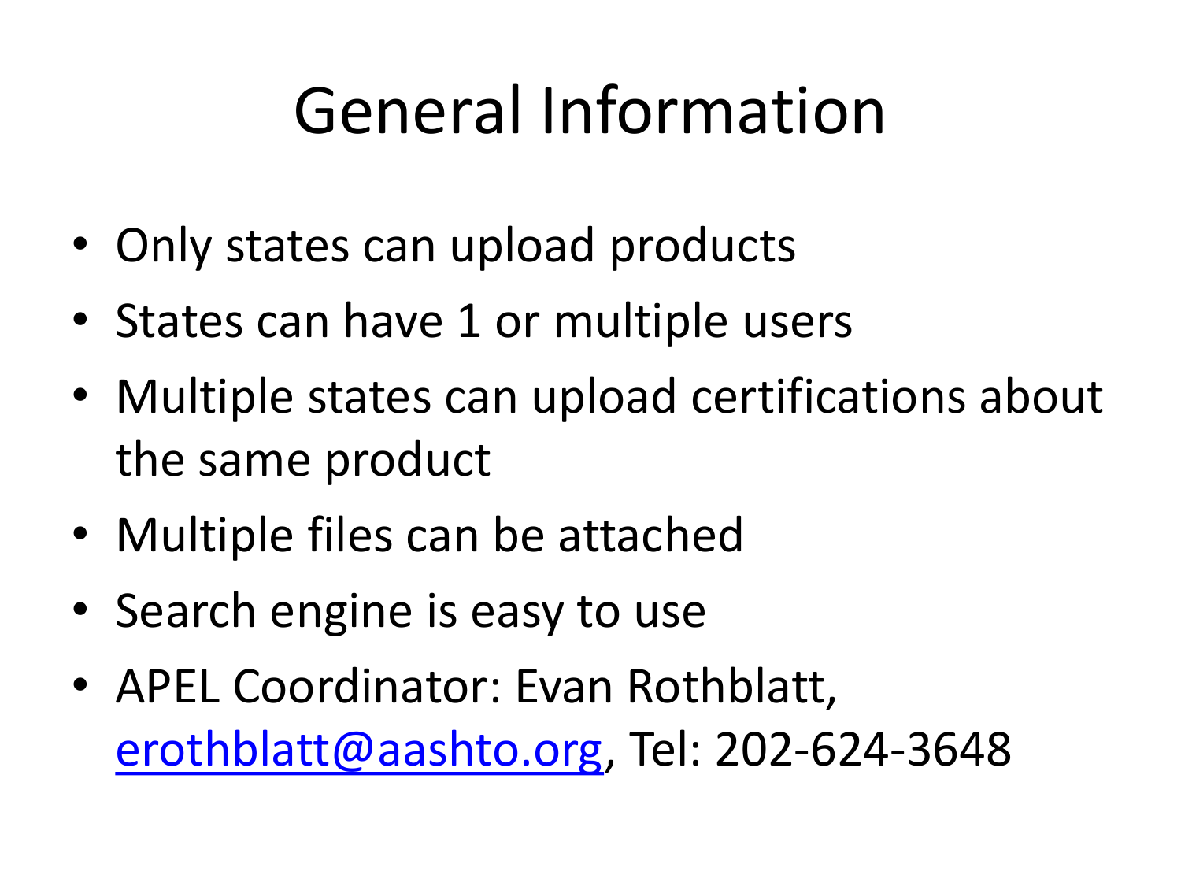# General Information

- Only states can upload products
- States can have 1 or multiple users
- Multiple states can upload certifications about the same product
- Multiple files can be attached
- Search engine is easy to use
- APEL Coordinator: Evan Rothblatt, erothblatt@aashto.org, Tel: 202-624-3648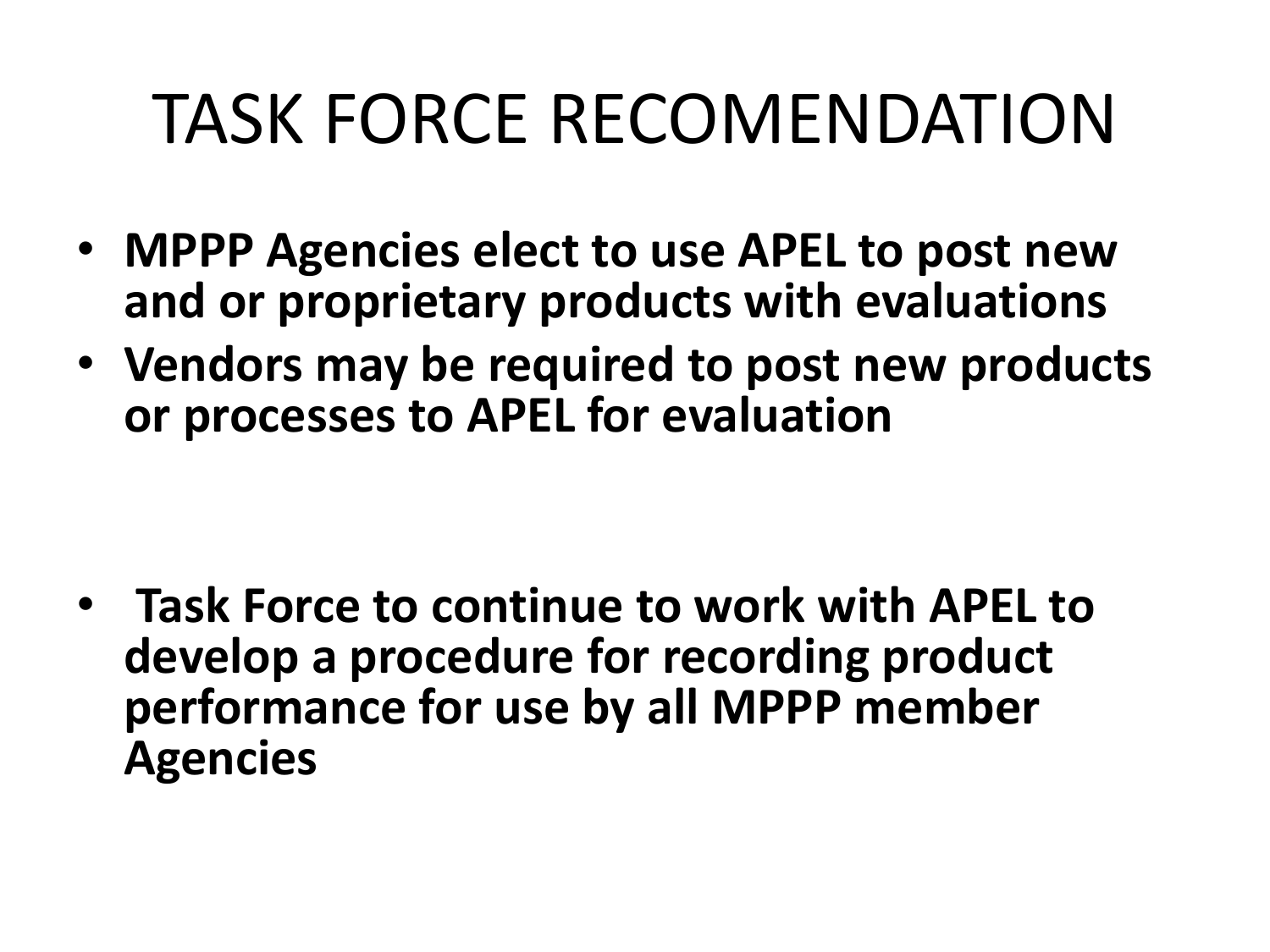# TASK FORCE RECOMENDATION

- **MPPP Agencies elect to use APEL to post new and or proprietary products with evaluations**
- **Vendors may be required to post new products or processes to APEL for evaluation**

- **Task Force to continue to work with APEL to develop a procedure for recording product performance for use by all MPPP member Agencies**